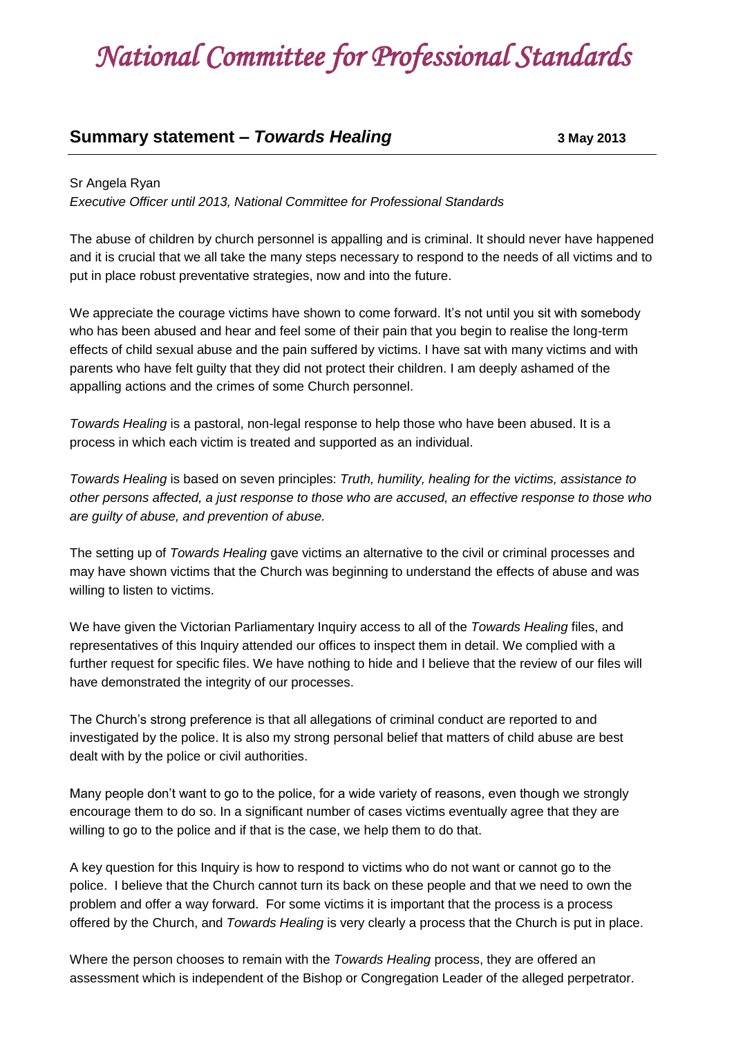# *National Committee for Professional Standards*

## **Summary statement – *Towards Healing*** **3 May 2013**

Sr Angela Ryan
*Executive Officer until 2013, National Committee for Professional Standards*

The abuse of children by church personnel is appalling and is criminal. It should never have happened and it is crucial that we all take the many steps necessary to respond to the needs of all victims and to put in place robust preventative strategies, now and into the future.

We appreciate the courage victims have shown to come forward. It's not until you sit with somebody who has been abused and hear and feel some of their pain that you begin to realise the long-term effects of child sexual abuse and the pain suffered by victims. I have sat with many victims and with parents who have felt guilty that they did not protect their children. I am deeply ashamed of the appalling actions and the crimes of some Church personnel.

*Towards Healing* is a pastoral, non-legal response to help those who have been abused. It is a process in which each victim is treated and supported as an individual.

*Towards Healing* is based on seven principles: *Truth, humility, healing for the victims, assistance to other persons affected, a just response to those who are accused, an effective response to those who are guilty of abuse, and prevention of abuse.*

The setting up of *Towards Healing* gave victims an alternative to the civil or criminal processes and may have shown victims that the Church was beginning to understand the effects of abuse and was willing to listen to victims.

We have given the Victorian Parliamentary Inquiry access to all of the *Towards Healing* files, and representatives of this Inquiry attended our offices to inspect them in detail. We complied with a further request for specific files. We have nothing to hide and I believe that the review of our files will have demonstrated the integrity of our processes.

The Church's strong preference is that all allegations of criminal conduct are reported to and investigated by the police. It is also my strong personal belief that matters of child abuse are best dealt with by the police or civil authorities.

Many people don't want to go to the police, for a wide variety of reasons, even though we strongly encourage them to do so. In a significant number of cases victims eventually agree that they are willing to go to the police and if that is the case, we help them to do that.

A key question for this Inquiry is how to respond to victims who do not want or cannot go to the police. I believe that the Church cannot turn its back on these people and that we need to own the problem and offer a way forward. For some victims it is important that the process is a process offered by the Church, and *Towards Healing* is very clearly a process that the Church is put in place.

Where the person chooses to remain with the *Towards Healing* process, they are offered an assessment which is independent of the Bishop or Congregation Leader of the alleged perpetrator.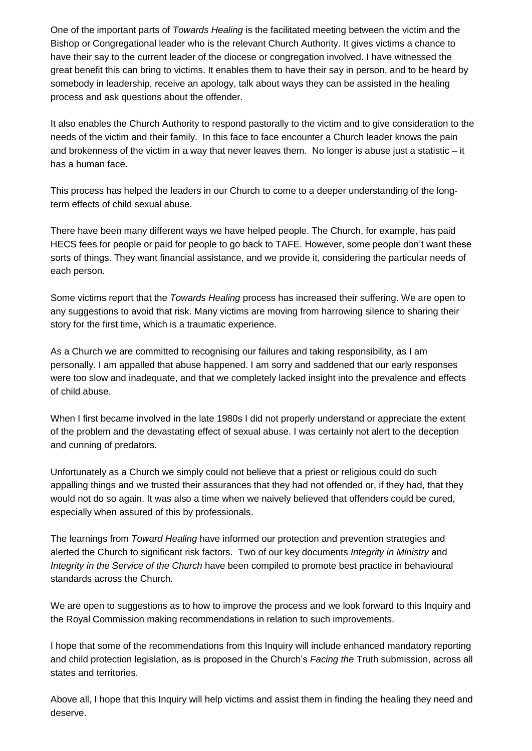One of the important parts of *Towards Healing* is the facilitated meeting between the victim and the Bishop or Congregational leader who is the relevant Church Authority. It gives victims a chance to have their say to the current leader of the diocese or congregation involved. I have witnessed the great benefit this can bring to victims. It enables them to have their say in person, and to be heard by somebody in leadership, receive an apology, talk about ways they can be assisted in the healing process and ask questions about the offender.

It also enables the Church Authority to respond pastorally to the victim and to give consideration to the needs of the victim and their family. In this face to face encounter a Church leader knows the pain and brokenness of the victim in a way that never leaves them. No longer is abuse just a statistic – it has a human face.

This process has helped the leaders in our Church to come to a deeper understanding of the long-term effects of child sexual abuse.

There have been many different ways we have helped people. The Church, for example, has paid HECS fees for people or paid for people to go back to TAFE. However, some people don't want these sorts of things. They want financial assistance, and we provide it, considering the particular needs of each person.

Some victims report that the *Towards Healing* process has increased their suffering. We are open to any suggestions to avoid that risk. Many victims are moving from harrowing silence to sharing their story for the first time, which is a traumatic experience.

As a Church we are committed to recognising our failures and taking responsibility, as I am personally. I am appalled that abuse happened. I am sorry and saddened that our early responses were too slow and inadequate, and that we completely lacked insight into the prevalence and effects of child abuse.

When I first became involved in the late 1980s I did not properly understand or appreciate the extent of the problem and the devastating effect of sexual abuse. I was certainly not alert to the deception and cunning of predators.

Unfortunately as a Church we simply could not believe that a priest or religious could do such appalling things and we trusted their assurances that they had not offended or, if they had, that they would not do so again. It was also a time when we naively believed that offenders could be cured, especially when assured of this by professionals.

The learnings from *Toward Healing* have informed our protection and prevention strategies and alerted the Church to significant risk factors. Two of our key documents *Integrity in Ministry* and *Integrity in the Service of the Church* have been compiled to promote best practice in behavioural standards across the Church.

We are open to suggestions as to how to improve the process and we look forward to this Inquiry and the Royal Commission making recommendations in relation to such improvements.

I hope that some of the recommendations from this Inquiry will include enhanced mandatory reporting and child protection legislation, as is proposed in the Church's *Facing the* Truth submission, across all states and territories.

Above all, I hope that this Inquiry will help victims and assist them in finding the healing they need and deserve.